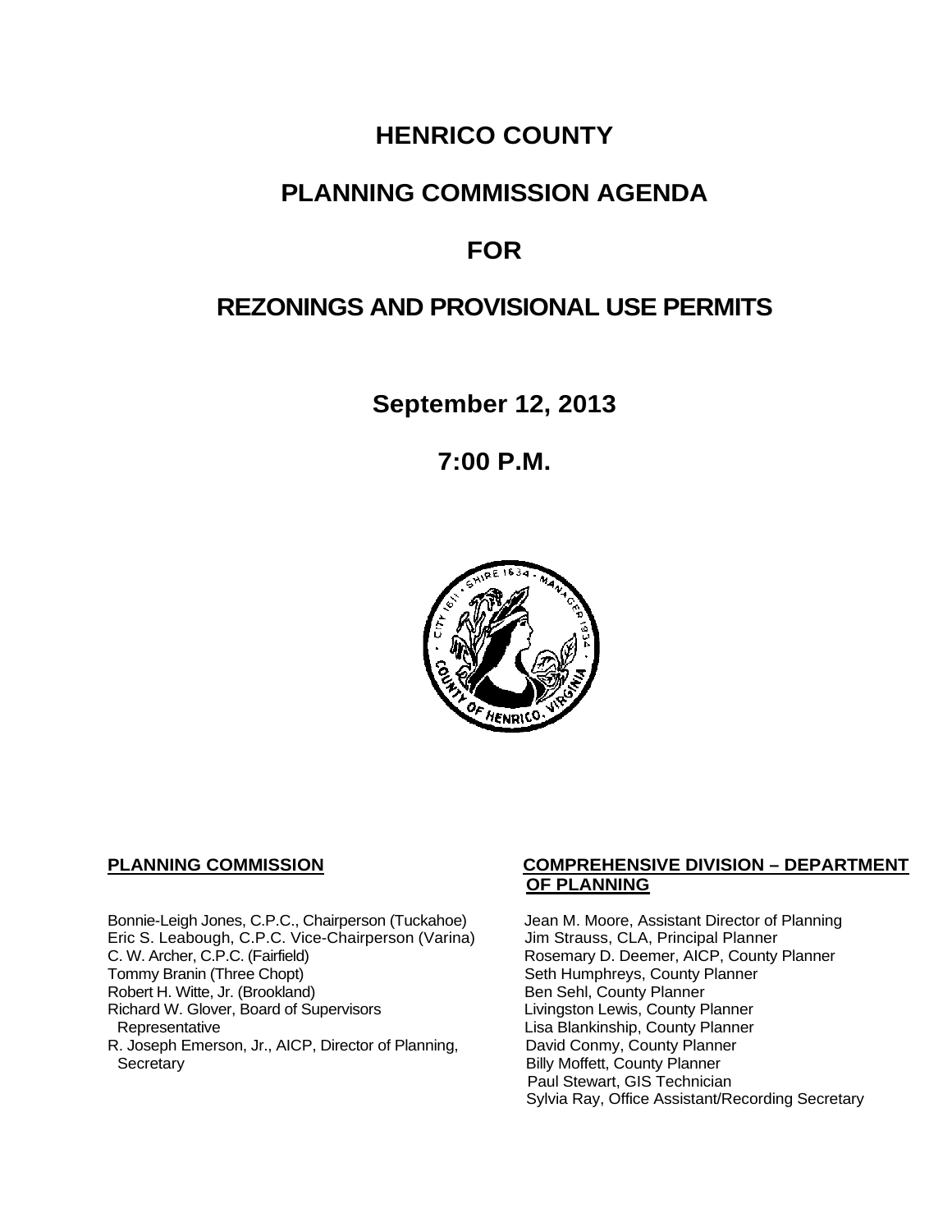# HENRICO COUNTY

# PLANNING COMMISSION AGENDA

# FOR

# REZONINGS AND PROVISIONAL USE PERMITS

## September 12, 2013

## 7:00 P.M.

**PLANNING COMMISSION**

Bonnie-Leigh Jones, C.P.C., Chairperson (Tuckahoe)
Eric S. Leabough, C.P.C. Vice-Chairperson (Varina)
C. W. Archer, C.P.C. (Fairfield)
Tommy Branin (Three Chopt)
Robert H. Witte, Jr. (Brookland)
Richard W. Glover, Board of Supervisors Representative
R. Joseph Emerson, Jr., AICP, Director of Planning, Secretary

**COMPREHENSIVE DIVISION – DEPARTMENT OF PLANNING**

Jean M. Moore, Assistant Director of Planning
Jim Strauss, CLA, Principal Planner
Rosemary D. Deemer, AICP, County Planner
Seth Humphreys, County Planner
Ben Sehl, County Planner
Livingston Lewis, County Planner
Lisa Blankinship, County Planner
David Conmy, County Planner
Billy Moffett, County Planner
Paul Stewart, GIS Technician
Sylvia Ray, Office Assistant/Recording Secretary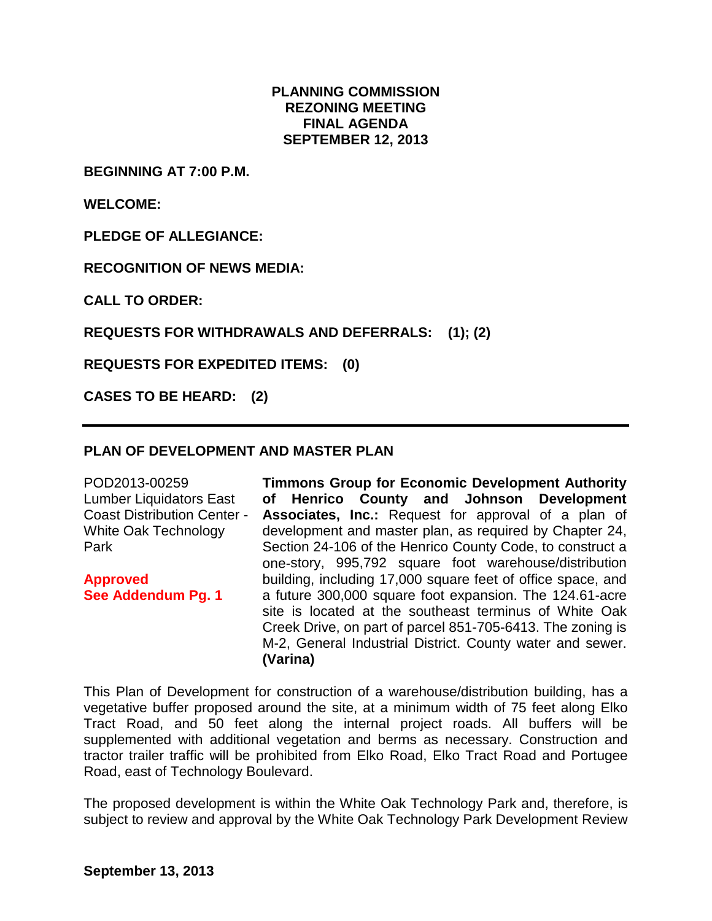**PLANNING COMMISSION**
**REZONING MEETING**
**FINAL AGENDA**
**SEPTEMBER 12, 2013**

**BEGINNING AT 7:00 P.M.**

**WELCOME:**

**PLEDGE OF ALLEGIANCE:**

**RECOGNITION OF NEWS MEDIA:**

**CALL TO ORDER:**

**REQUESTS FOR WITHDRAWALS AND DEFERRALS: (1); (2)**

**REQUESTS FOR EXPEDITED ITEMS: (0)**

**CASES TO BE HEARD: (2)**

---

**PLAN OF DEVELOPMENT AND MASTER PLAN**

POD2013-00259
Lumber Liquidators East Coast Distribution Center - White Oak Technology Park

**Approved**
**See Addendum Pg. 1**

**Timmons Group for Economic Development Authority of Henrico County and Johnson Development Associates, Inc.:** Request for approval of a plan of development and master plan, as required by Chapter 24, Section 24-106 of the Henrico County Code, to construct a one-story, 995,792 square foot warehouse/distribution building, including 17,000 square feet of office space, and a future 300,000 square foot expansion. The 124.61-acre site is located at the southeast terminus of White Oak Creek Drive, on part of parcel 851-705-6413. The zoning is M-2, General Industrial District. County water and sewer. **(Varina)**

This Plan of Development for construction of a warehouse/distribution building, has a vegetative buffer proposed around the site, at a minimum width of 75 feet along Elko Tract Road, and 50 feet along the internal project roads. All buffers will be supplemented with additional vegetation and berms as necessary. Construction and tractor trailer traffic will be prohibited from Elko Road, Elko Tract Road and Portugee Road, east of Technology Boulevard.

The proposed development is within the White Oak Technology Park and, therefore, is subject to review and approval by the White Oak Technology Park Development Review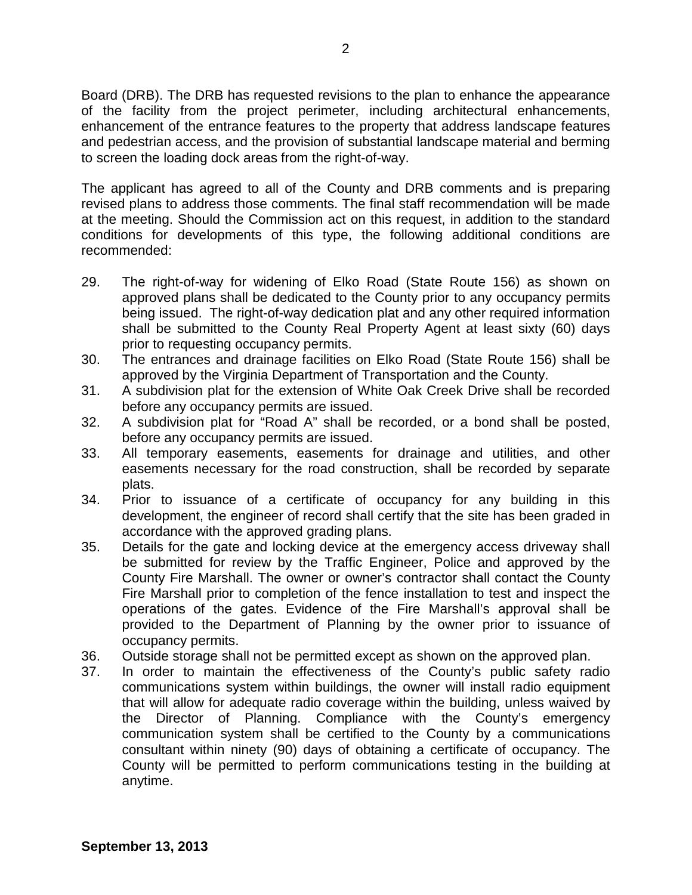Board (DRB). The DRB has requested revisions to the plan to enhance the appearance of the facility from the project perimeter, including architectural enhancements, enhancement of the entrance features to the property that address landscape features and pedestrian access, and the provision of substantial landscape material and berming to screen the loading dock areas from the right-of-way.

The applicant has agreed to all of the County and DRB comments and is preparing revised plans to address those comments. The final staff recommendation will be made at the meeting. Should the Commission act on this request, in addition to the standard conditions for developments of this type, the following additional conditions are recommended:

29. The right-of-way for widening of Elko Road (State Route 156) as shown on approved plans shall be dedicated to the County prior to any occupancy permits being issued. The right-of-way dedication plat and any other required information shall be submitted to the County Real Property Agent at least sixty (60) days prior to requesting occupancy permits.
30. The entrances and drainage facilities on Elko Road (State Route 156) shall be approved by the Virginia Department of Transportation and the County.
31. A subdivision plat for the extension of White Oak Creek Drive shall be recorded before any occupancy permits are issued.
32. A subdivision plat for "Road A" shall be recorded, or a bond shall be posted, before any occupancy permits are issued.
33. All temporary easements, easements for drainage and utilities, and other easements necessary for the road construction, shall be recorded by separate plats.
34. Prior to issuance of a certificate of occupancy for any building in this development, the engineer of record shall certify that the site has been graded in accordance with the approved grading plans.
35. Details for the gate and locking device at the emergency access driveway shall be submitted for review by the Traffic Engineer, Police and approved by the County Fire Marshall. The owner or owner's contractor shall contact the County Fire Marshall prior to completion of the fence installation to test and inspect the operations of the gates. Evidence of the Fire Marshall's approval shall be provided to the Department of Planning by the owner prior to issuance of occupancy permits.
36. Outside storage shall not be permitted except as shown on the approved plan.
37. In order to maintain the effectiveness of the County's public safety radio communications system within buildings, the owner will install radio equipment that will allow for adequate radio coverage within the building, unless waived by the Director of Planning. Compliance with the County's emergency communication system shall be certified to the County by a communications consultant within ninety (90) days of obtaining a certificate of occupancy. The County will be permitted to perform communications testing in the building at anytime.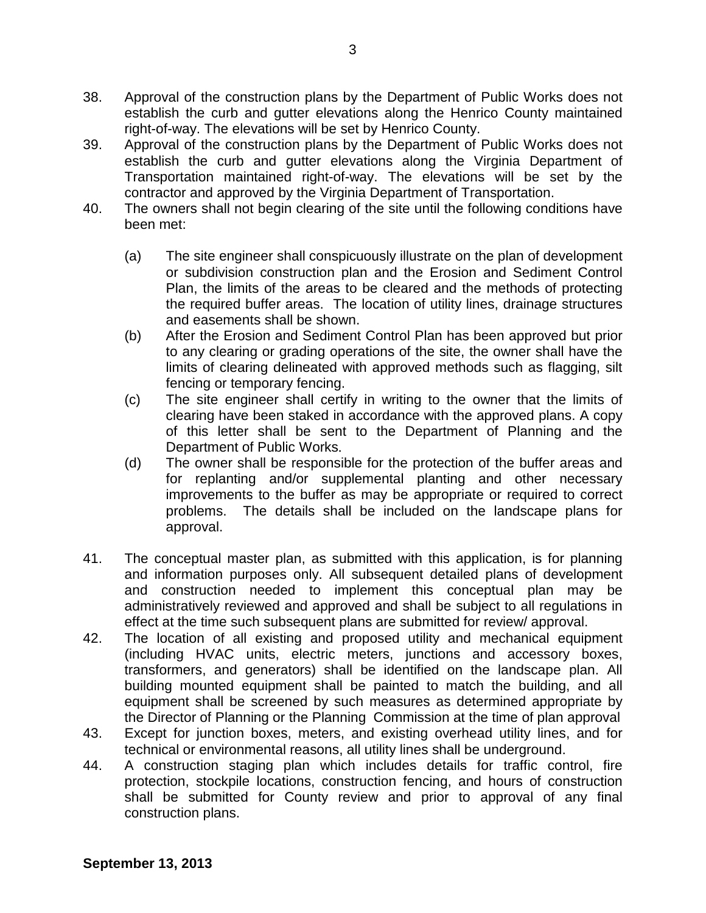38. Approval of the construction plans by the Department of Public Works does not establish the curb and gutter elevations along the Henrico County maintained right-of-way. The elevations will be set by Henrico County.
39. Approval of the construction plans by the Department of Public Works does not establish the curb and gutter elevations along the Virginia Department of Transportation maintained right-of-way. The elevations will be set by the contractor and approved by the Virginia Department of Transportation.
40. The owners shall not begin clearing of the site until the following conditions have been met:

    (a) The site engineer shall conspicuously illustrate on the plan of development or subdivision construction plan and the Erosion and Sediment Control Plan, the limits of the areas to be cleared and the methods of protecting the required buffer areas. The location of utility lines, drainage structures and easements shall be shown.
    (b) After the Erosion and Sediment Control Plan has been approved but prior to any clearing or grading operations of the site, the owner shall have the limits of clearing delineated with approved methods such as flagging, silt fencing or temporary fencing.
    (c) The site engineer shall certify in writing to the owner that the limits of clearing have been staked in accordance with the approved plans. A copy of this letter shall be sent to the Department of Planning and the Department of Public Works.
    (d) The owner shall be responsible for the protection of the buffer areas and for replanting and/or supplemental planting and other necessary improvements to the buffer as may be appropriate or required to correct problems. The details shall be included on the landscape plans for approval.

41. The conceptual master plan, as submitted with this application, is for planning and information purposes only. All subsequent detailed plans of development and construction needed to implement this conceptual plan may be administratively reviewed and approved and shall be subject to all regulations in effect at the time such subsequent plans are submitted for review/ approval.
42. The location of all existing and proposed utility and mechanical equipment (including HVAC units, electric meters, junctions and accessory boxes, transformers, and generators) shall be identified on the landscape plan. All building mounted equipment shall be painted to match the building, and all equipment shall be screened by such measures as determined appropriate by the Director of Planning or the Planning Commission at the time of plan approval
43. Except for junction boxes, meters, and existing overhead utility lines, and for technical or environmental reasons, all utility lines shall be underground.
44. A construction staging plan which includes details for traffic control, fire protection, stockpile locations, construction fencing, and hours of construction shall be submitted for County review and prior to approval of any final construction plans.

**September 13, 2013**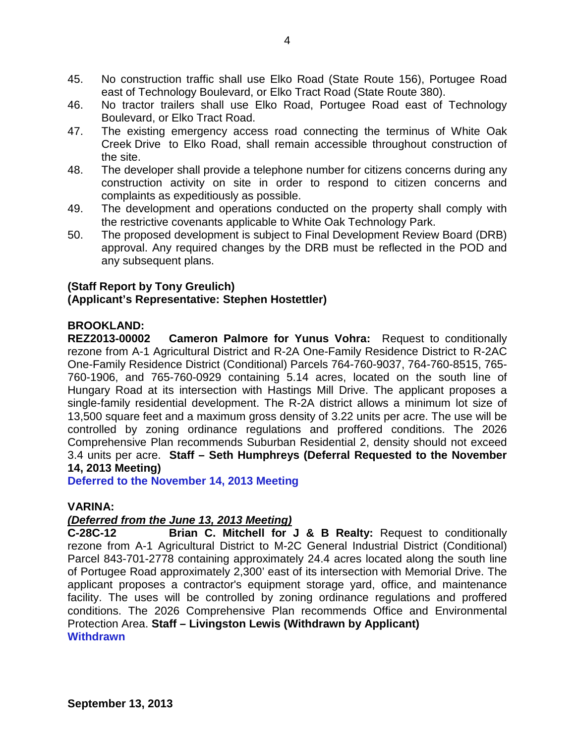45. No construction traffic shall use Elko Road (State Route 156), Portugee Road east of Technology Boulevard, or Elko Tract Road (State Route 380).
46. No tractor trailers shall use Elko Road, Portugee Road east of Technology Boulevard, or Elko Tract Road.
47. The existing emergency access road connecting the terminus of White Oak Creek Drive to Elko Road, shall remain accessible throughout construction of the site.
48. The developer shall provide a telephone number for citizens concerns during any construction activity on site in order to respond to citizen concerns and complaints as expeditiously as possible.
49. The development and operations conducted on the property shall comply with the restrictive covenants applicable to White Oak Technology Park.
50. The proposed development is subject to Final Development Review Board (DRB) approval. Any required changes by the DRB must be reflected in the POD and any subsequent plans.

**(Staff Report by Tony Greulich)**
**(Applicant's Representative: Stephen Hostettler)**

**BROOKLAND:**
**REZ2013-00002 Cameron Palmore for Yunus Vohra:** Request to conditionally rezone from A-1 Agricultural District and R-2A One-Family Residence District to R-2AC One-Family Residence District (Conditional) Parcels 764-760-9037, 764-760-8515, 765-760-1906, and 765-760-0929 containing 5.14 acres, located on the south line of Hungary Road at its intersection with Hastings Mill Drive. The applicant proposes a single-family residential development. The R-2A district allows a minimum lot size of 13,500 square feet and a maximum gross density of 3.22 units per acre. The use will be controlled by zoning ordinance regulations and proffered conditions. The 2026 Comprehensive Plan recommends Suburban Residential 2, density should not exceed 3.4 units per acre. **Staff – Seth Humphreys (Deferral Requested to the November 14, 2013 Meeting)**
**Deferred to the November 14, 2013 Meeting**

**VARINA:**
***(Deferred from the June 13, 2013 Meeting)***
**C-28C-12 Brian C. Mitchell for J & B Realty:** Request to conditionally rezone from A-1 Agricultural District to M-2C General Industrial District (Conditional) Parcel 843-701-2778 containing approximately 24.4 acres located along the south line of Portugee Road approximately 2,300' east of its intersection with Memorial Drive. The applicant proposes a contractor's equipment storage yard, office, and maintenance facility. The uses will be controlled by zoning ordinance regulations and proffered conditions. The 2026 Comprehensive Plan recommends Office and Environmental Protection Area. **Staff – Livingston Lewis (Withdrawn by Applicant)**
**Withdrawn**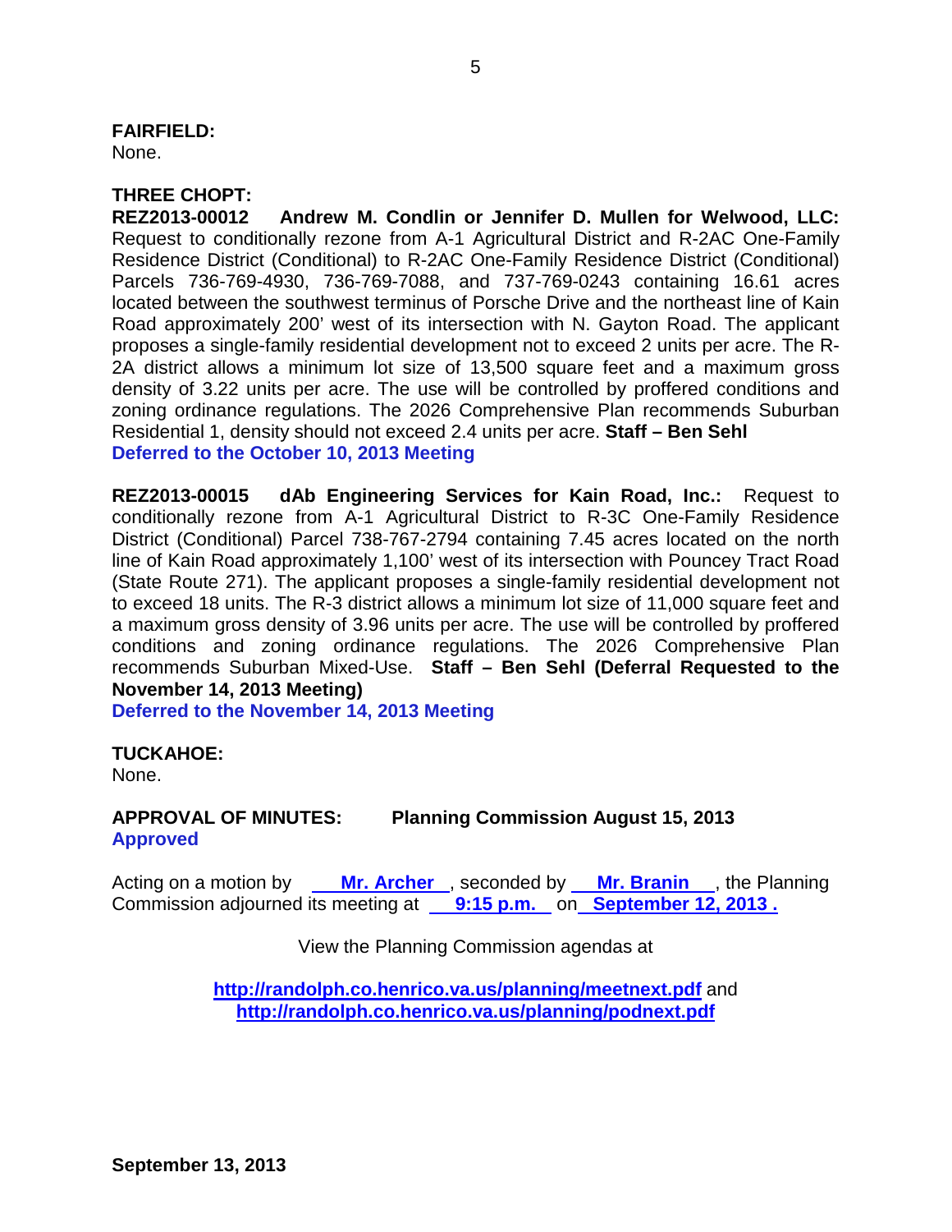**FAIRFIELD:**
None.

**THREE CHOPT:**
**REZ2013-00012 Andrew M. Condlin or Jennifer D. Mullen for Welwood, LLC:** Request to conditionally rezone from A-1 Agricultural District and R-2AC One-Family Residence District (Conditional) to R-2AC One-Family Residence District (Conditional) Parcels 736-769-4930, 736-769-7088, and 737-769-0243 containing 16.61 acres located between the southwest terminus of Porsche Drive and the northeast line of Kain Road approximately 200' west of its intersection with N. Gayton Road. The applicant proposes a single-family residential development not to exceed 2 units per acre. The R-2A district allows a minimum lot size of 13,500 square feet and a maximum gross density of 3.22 units per acre. The use will be controlled by proffered conditions and zoning ordinance regulations. The 2026 Comprehensive Plan recommends Suburban Residential 1, density should not exceed 2.4 units per acre. **Staff – Ben Sehl**
**Deferred to the October 10, 2013 Meeting**

**REZ2013-00015 dAb Engineering Services for Kain Road, Inc.:** Request to conditionally rezone from A-1 Agricultural District to R-3C One-Family Residence District (Conditional) Parcel 738-767-2794 containing 7.45 acres located on the north line of Kain Road approximately 1,100' west of its intersection with Pouncey Tract Road (State Route 271). The applicant proposes a single-family residential development not to exceed 18 units. The R-3 district allows a minimum lot size of 11,000 square feet and a maximum gross density of 3.96 units per acre. The use will be controlled by proffered conditions and zoning ordinance regulations. The 2026 Comprehensive Plan recommends Suburban Mixed-Use. **Staff – Ben Sehl (Deferral Requested to the November 14, 2013 Meeting)**
**Deferred to the November 14, 2013 Meeting**

**TUCKAHOE:**
None.

**APPROVAL OF MINUTES: Planning Commission August 15, 2013**
**Approved**

Acting on a motion by **Mr. Archer**, seconded by **Mr. Branin**, the Planning Commission adjourned its meeting at **9:15 p.m.** on **September 12, 2013 .**

View the Planning Commission agendas at

**http://randolph.co.henrico.va.us/planning/meetnext.pdf** and
**http://randolph.co.henrico.va.us/planning/podnext.pdf**

**September 13, 2013**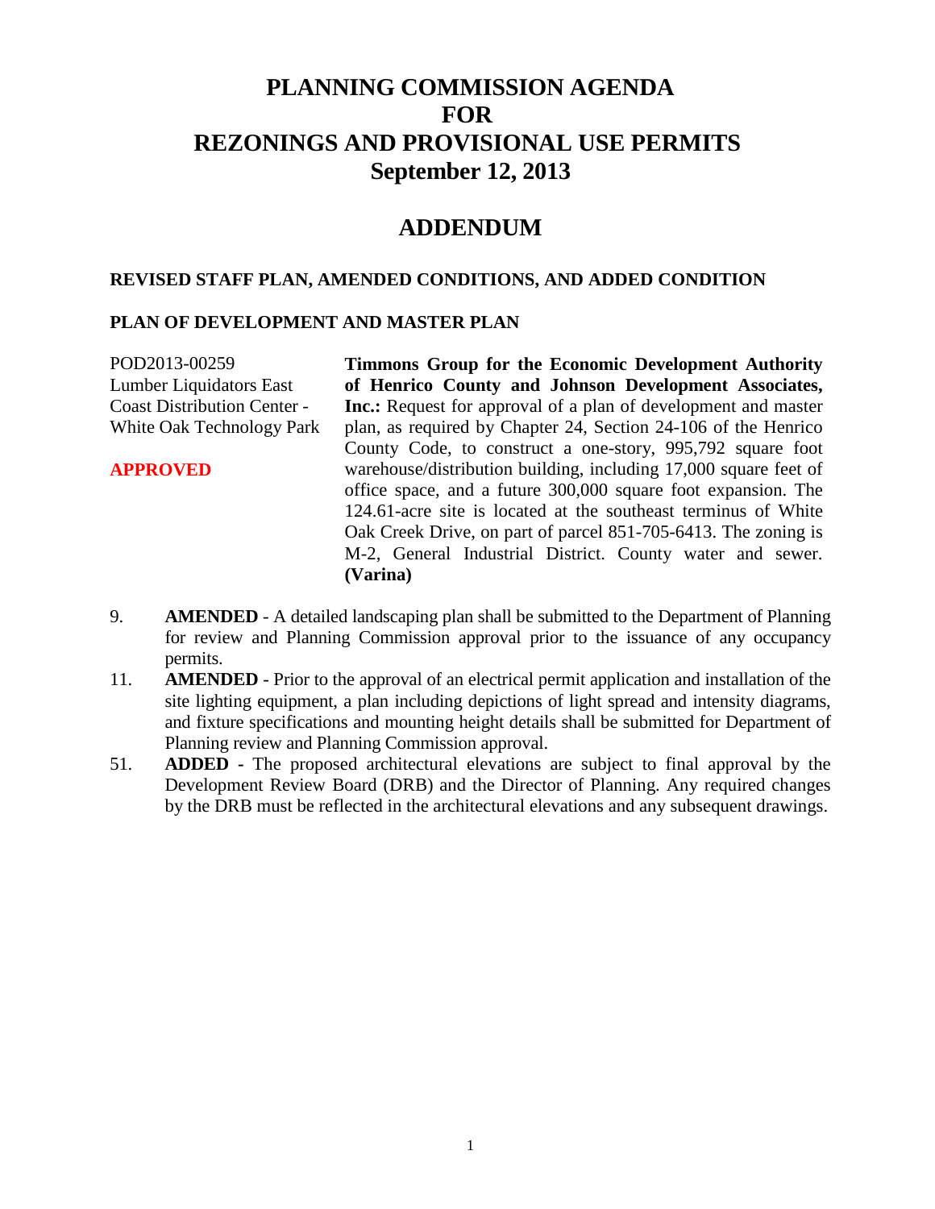# PLANNING COMMISSION AGENDA FOR REZONINGS AND PROVISIONAL USE PERMITS
# September 12, 2013

## ADDENDUM

### REVISED STAFF PLAN, AMENDED CONDITIONS, AND ADDED CONDITION

### PLAN OF DEVELOPMENT AND MASTER PLAN

POD2013-00259
Lumber Liquidators East Coast Distribution Center - White Oak Technology Park

**APPROVED**

**Timmons Group for the Economic Development Authority of Henrico County and Johnson Development Associates, Inc.:** Request for approval of a plan of development and master plan, as required by Chapter 24, Section 24-106 of the Henrico County Code, to construct a one-story, 995,792 square foot warehouse/distribution building, including 17,000 square feet of office space, and a future 300,000 square foot expansion. The 124.61-acre site is located at the southeast terminus of White Oak Creek Drive, on part of parcel 851-705-6413. The zoning is M-2, General Industrial District. County water and sewer. **(Varina)**

9. **AMENDED** - A detailed landscaping plan shall be submitted to the Department of Planning for review and Planning Commission approval prior to the issuance of any occupancy permits.
11. **AMENDED** - Prior to the approval of an electrical permit application and installation of the site lighting equipment, a plan including depictions of light spread and intensity diagrams, and fixture specifications and mounting height details shall be submitted for Department of Planning review and Planning Commission approval.
51. **ADDED -** The proposed architectural elevations are subject to final approval by the Development Review Board (DRB) and the Director of Planning. Any required changes by the DRB must be reflected in the architectural elevations and any subsequent drawings.